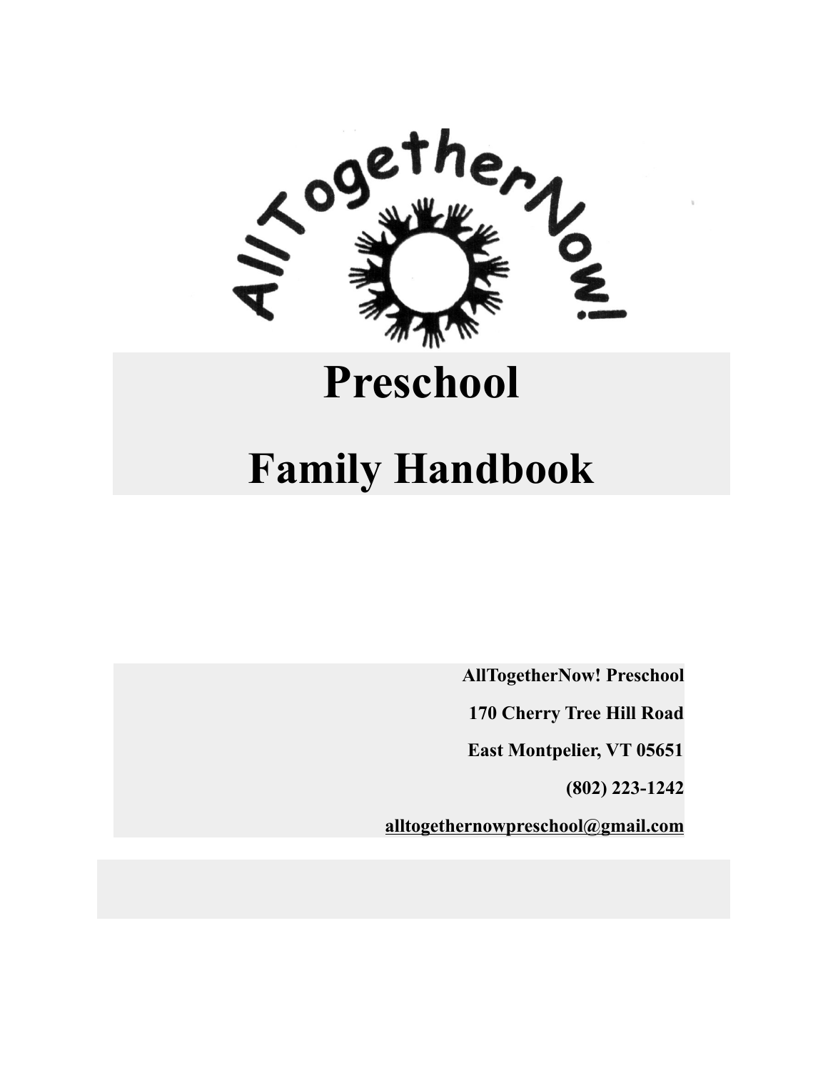AllTogetherNow!

# Preschool

# Family Handbook

**AllTogetherNow! Preschool**

**170 Cherry Tree Hill Road**

**East Montpelier, VT 05651**

**(802) 223-1242**

**alltogethernowpreschool@gmail.com**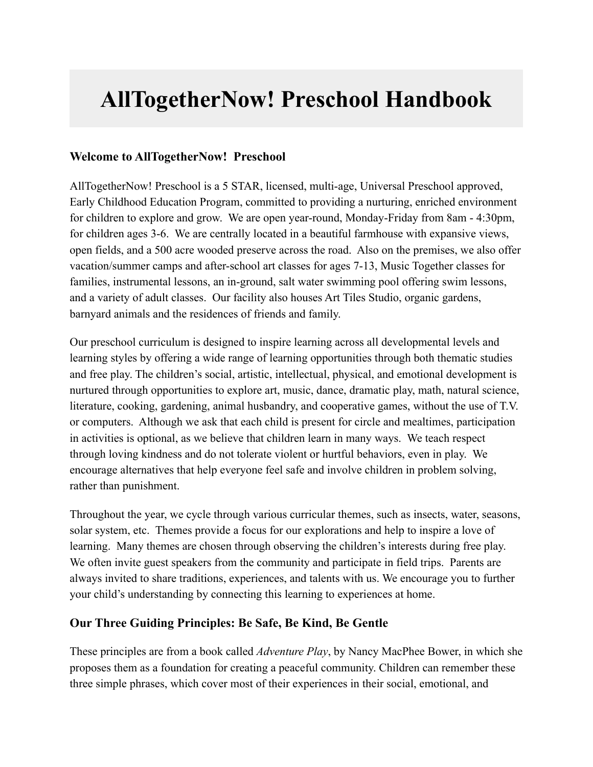# AllTogetherNow! Preschool Handbook

### Welcome to AllTogetherNow!  Preschool

AllTogetherNow! Preschool is a 5 STAR, licensed, multi-age, Universal Preschool approved, Early Childhood Education Program, committed to providing a nurturing, enriched environment for children to explore and grow.  We are open year-round, Monday-Friday from 8am - 4:30pm, for children ages 3-6.  We are centrally located in a beautiful farmhouse with expansive views, open fields, and a 500 acre wooded preserve across the road.  Also on the premises, we also offer vacation/summer camps and after-school art classes for ages 7-13, Music Together classes for families, instrumental lessons, an in-ground, salt water swimming pool offering swim lessons, and a variety of adult classes.  Our facility also houses Art Tiles Studio, organic gardens, barnyard animals and the residences of friends and family.

Our preschool curriculum is designed to inspire learning across all developmental levels and learning styles by offering a wide range of learning opportunities through both thematic studies and free play. The children's social, artistic, intellectual, physical, and emotional development is nurtured through opportunities to explore art, music, dance, dramatic play, math, natural science, literature, cooking, gardening, animal husbandry, and cooperative games, without the use of T.V. or computers.  Although we ask that each child is present for circle and mealtimes, participation in activities is optional, as we believe that children learn in many ways.  We teach respect through loving kindness and do not tolerate violent or hurtful behaviors, even in play.  We encourage alternatives that help everyone feel safe and involve children in problem solving, rather than punishment.

Throughout the year, we cycle through various curricular themes, such as insects, water, seasons, solar system, etc.  Themes provide a focus for our explorations and help to inspire a love of learning.  Many themes are chosen through observing the children's interests during free play.  We often invite guest speakers from the community and participate in field trips.  Parents are always invited to share traditions, experiences, and talents with us. We encourage you to further your child's understanding by connecting this learning to experiences at home.

### Our Three Guiding Principles: Be Safe, Be Kind, Be Gentle

These principles are from a book called *Adventure Play*, by Nancy MacPhee Bower, in which she proposes them as a foundation for creating a peaceful community. Children can remember these three simple phrases, which cover most of their experiences in their social, emotional, and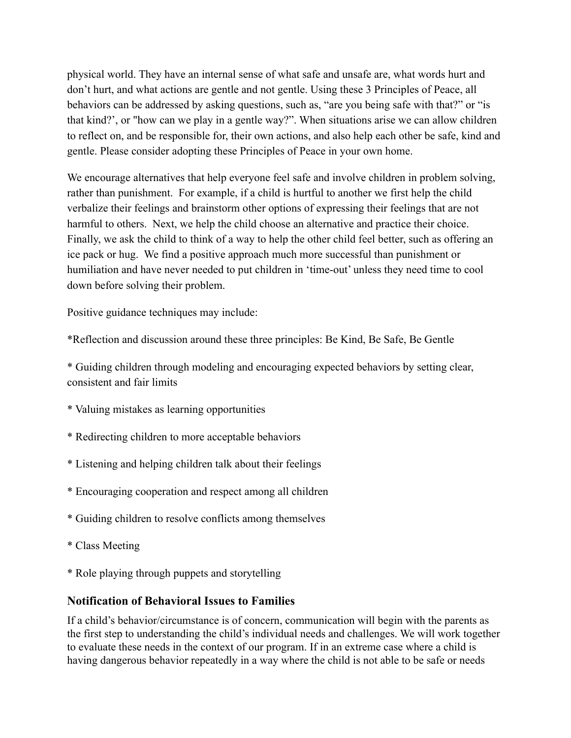physical world. They have an internal sense of what safe and unsafe are, what words hurt and don't hurt, and what actions are gentle and not gentle. Using these 3 Principles of Peace, all behaviors can be addressed by asking questions, such as, "are you being safe with that?" or "is that kind?', or "how can we play in a gentle way?". When situations arise we can allow children to reflect on, and be responsible for, their own actions, and also help each other be safe, kind and gentle. Please consider adopting these Principles of Peace in your own home.

We encourage alternatives that help everyone feel safe and involve children in problem solving, rather than punishment. For example, if a child is hurtful to another we first help the child verbalize their feelings and brainstorm other options of expressing their feelings that are not harmful to others. Next, we help the child choose an alternative and practice their choice. Finally, we ask the child to think of a way to help the other child feel better, such as offering an ice pack or hug. We find a positive approach much more successful than punishment or humiliation and have never needed to put children in 'time-out' unless they need time to cool down before solving their problem.

Positive guidance techniques may include:

*Reflection and discussion around these three principles: Be Kind, Be Safe, Be Gentle

* Guiding children through modeling and encouraging expected behaviors by setting clear, consistent and fair limits

* Valuing mistakes as learning opportunities

* Redirecting children to more acceptable behaviors

* Listening and helping children talk about their feelings

* Encouraging cooperation and respect among all children

* Guiding children to resolve conflicts among themselves

* Class Meeting

* Role playing through puppets and storytelling

### Notification of Behavioral Issues to Families

If a child's behavior/circumstance is of concern, communication will begin with the parents as the first step to understanding the child's individual needs and challenges. We will work together to evaluate these needs in the context of our program. If in an extreme case where a child is having dangerous behavior repeatedly in a way where the child is not able to be safe or needs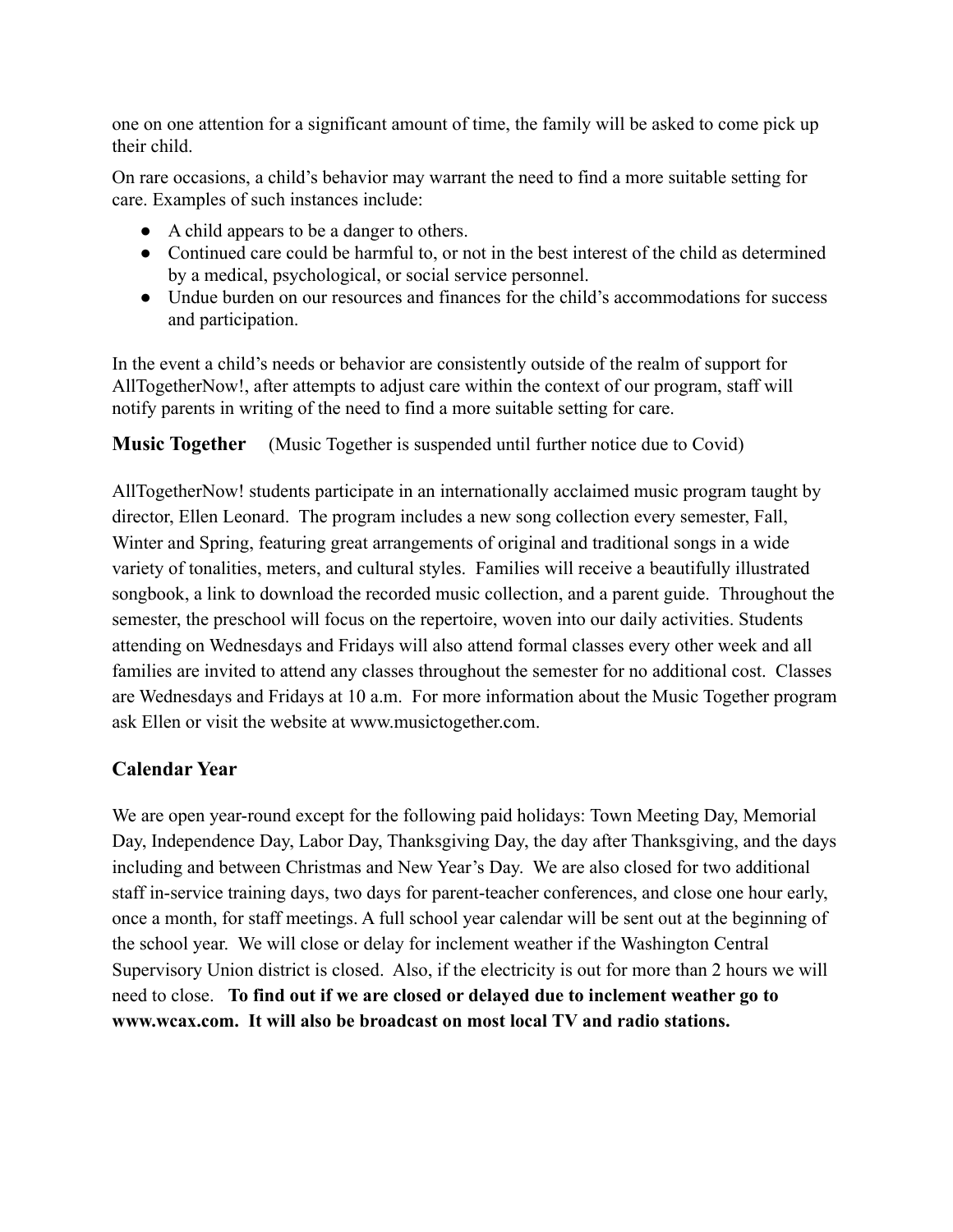one on one attention for a significant amount of time, the family will be asked to come pick up their child.

On rare occasions, a child's behavior may warrant the need to find a more suitable setting for care. Examples of such instances include:

- A child appears to be a danger to others.
- Continued care could be harmful to, or not in the best interest of the child as determined by a medical, psychological, or social service personnel.
- Undue burden on our resources and finances for the child's accommodations for success and participation.

In the event a child's needs or behavior are consistently outside of the realm of support for AllTogetherNow!, after attempts to adjust care within the context of our program, staff will notify parents in writing of the need to find a more suitable setting for care.

**Music Together** (Music Together is suspended until further notice due to Covid)

AllTogetherNow! students participate in an internationally acclaimed music program taught by director, Ellen Leonard. The program includes a new song collection every semester, Fall, Winter and Spring, featuring great arrangements of original and traditional songs in a wide variety of tonalities, meters, and cultural styles. Families will receive a beautifully illustrated songbook, a link to download the recorded music collection, and a parent guide. Throughout the semester, the preschool will focus on the repertoire, woven into our daily activities. Students attending on Wednesdays and Fridays will also attend formal classes every other week and all families are invited to attend any classes throughout the semester for no additional cost. Classes are Wednesdays and Fridays at 10 a.m. For more information about the Music Together program ask Ellen or visit the website at www.musictogether.com.

## Calendar Year

We are open year-round except for the following paid holidays: Town Meeting Day, Memorial Day, Independence Day, Labor Day, Thanksgiving Day, the day after Thanksgiving, and the days including and between Christmas and New Year's Day. We are also closed for two additional staff in-service training days, two days for parent-teacher conferences, and close one hour early, once a month, for staff meetings. A full school year calendar will be sent out at the beginning of the school year. We will close or delay for inclement weather if the Washington Central Supervisory Union district is closed. Also, if the electricity is out for more than 2 hours we will need to close. **To find out if we are closed or delayed due to inclement weather go to www.wcax.com. It will also be broadcast on most local TV and radio stations.**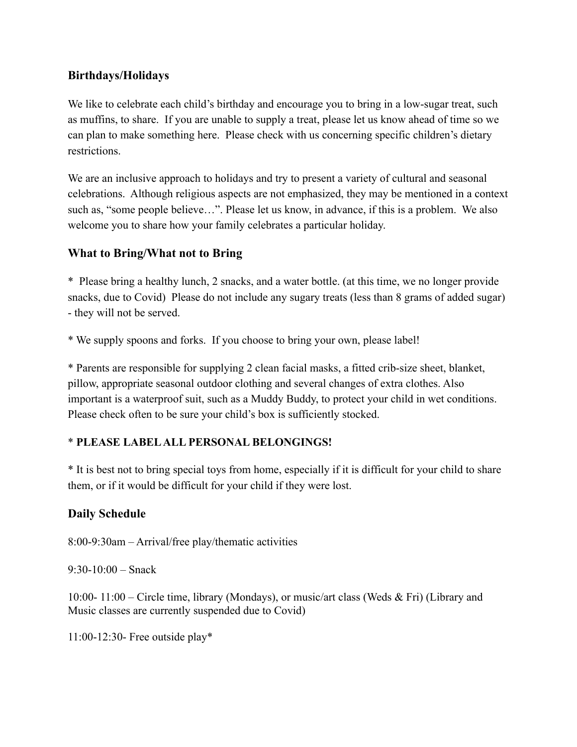## Birthdays/Holidays

We like to celebrate each child's birthday and encourage you to bring in a low-sugar treat, such as muffins, to share. If you are unable to supply a treat, please let us know ahead of time so we can plan to make something here. Please check with us concerning specific children's dietary restrictions.

We are an inclusive approach to holidays and try to present a variety of cultural and seasonal celebrations. Although religious aspects are not emphasized, they may be mentioned in a context such as, "some people believe…". Please let us know, in advance, if this is a problem. We also welcome you to share how your family celebrates a particular holiday.

## What to Bring/What not to Bring

* Please bring a healthy lunch, 2 snacks, and a water bottle. (at this time, we no longer provide snacks, due to Covid) Please do not include any sugary treats (less than 8 grams of added sugar) - they will not be served.

* We supply spoons and forks. If you choose to bring your own, please label!

* Parents are responsible for supplying 2 clean facial masks, a fitted crib-size sheet, blanket, pillow, appropriate seasonal outdoor clothing and several changes of extra clothes. Also important is a waterproof suit, such as a Muddy Buddy, to protect your child in wet conditions. Please check often to be sure your child's box is sufficiently stocked.

* **PLEASE LABEL ALL PERSONAL BELONGINGS!**

* It is best not to bring special toys from home, especially if it is difficult for your child to share them, or if it would be difficult for your child if they were lost.

## Daily Schedule

8:00-9:30am – Arrival/free play/thematic activities

9:30-10:00 – Snack

10:00- 11:00 – Circle time, library (Mondays), or music/art class (Weds & Fri) (Library and Music classes are currently suspended due to Covid)

11:00-12:30- Free outside play*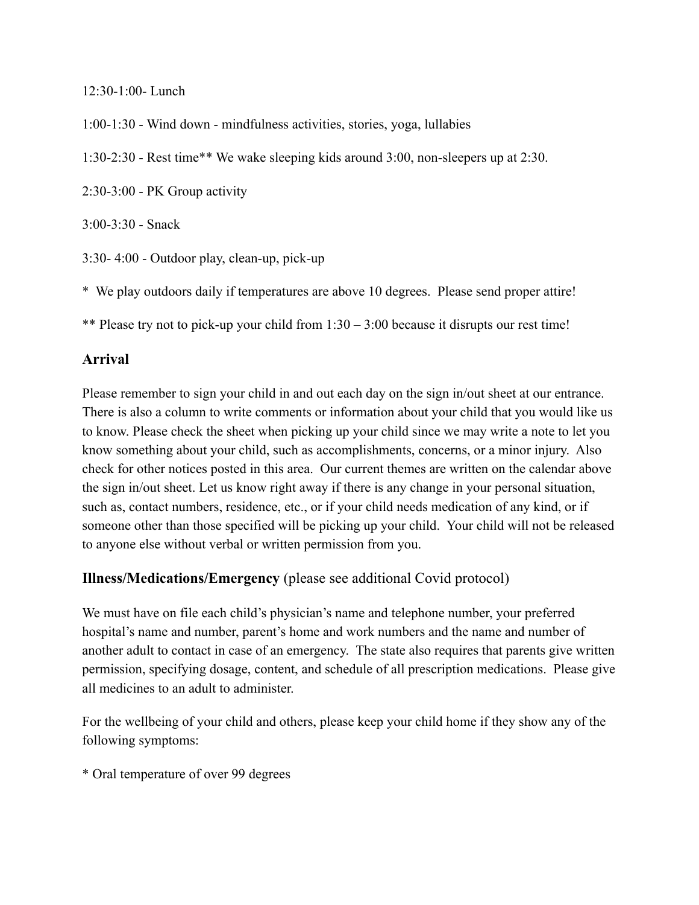12:30-1:00- Lunch

1:00-1:30 - Wind down - mindfulness activities, stories, yoga, lullabies

1:30-2:30 - Rest time** We wake sleeping kids around 3:00, non-sleepers up at 2:30.

2:30-3:00 - PK Group activity

3:00-3:30 - Snack

3:30- 4:00 - Outdoor play, clean-up, pick-up

* We play outdoors daily if temperatures are above 10 degrees. Please send proper attire!

** Please try not to pick-up your child from 1:30 – 3:00 because it disrupts our rest time!

### Arrival

Please remember to sign your child in and out each day on the sign in/out sheet at our entrance. There is also a column to write comments or information about your child that you would like us to know. Please check the sheet when picking up your child since we may write a note to let you know something about your child, such as accomplishments, concerns, or a minor injury. Also check for other notices posted in this area. Our current themes are written on the calendar above the sign in/out sheet. Let us know right away if there is any change in your personal situation, such as, contact numbers, residence, etc., or if your child needs medication of any kind, or if someone other than those specified will be picking up your child. Your child will not be released to anyone else without verbal or written permission from you.

### **Illness/Medications/Emergency** (please see additional Covid protocol)

We must have on file each child's physician's name and telephone number, your preferred hospital's name and number, parent's home and work numbers and the name and number of another adult to contact in case of an emergency. The state also requires that parents give written permission, specifying dosage, content, and schedule of all prescription medications. Please give all medicines to an adult to administer.

For the wellbeing of your child and others, please keep your child home if they show any of the following symptoms:

* Oral temperature of over 99 degrees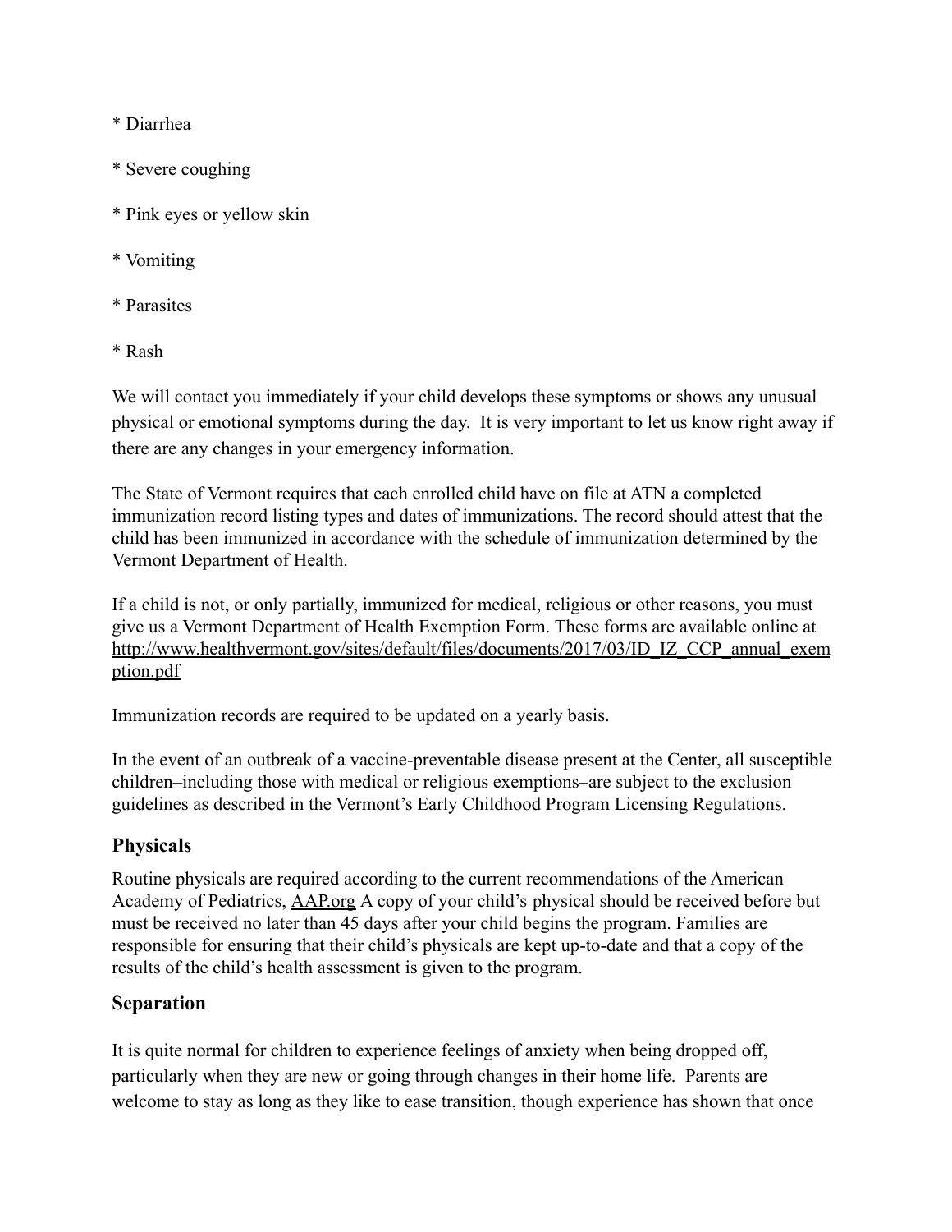* Diarrhea

* Severe coughing

* Pink eyes or yellow skin

* Vomiting

* Parasites

* Rash

We will contact you immediately if your child develops these symptoms or shows any unusual physical or emotional symptoms during the day.  It is very important to let us know right away if there are any changes in your emergency information.

The State of Vermont requires that each enrolled child have on file at ATN a completed immunization record listing types and dates of immunizations. The record should attest that the child has been immunized in accordance with the schedule of immunization determined by the Vermont Department of Health.

If a child is not, or only partially, immunized for medical, religious or other reasons, you must give us a Vermont Department of Health Exemption Form. These forms are available online at [http://www.healthvermont.gov/sites/default/files/documents/2017/03/ID_IZ_CCP_annual_exemption.pdf](http://www.healthvermont.gov/sites/default/files/documents/2017/03/ID_IZ_CCP_annual_exemption.pdf)

Immunization records are required to be updated on a yearly basis.

In the event of an outbreak of a vaccine-preventable disease present at the Center, all susceptible children–including those with medical or religious exemptions–are subject to the exclusion guidelines as described in the Vermont's Early Childhood Program Licensing Regulations.

## Physicals

Routine physicals are required according to the current recommendations of the American Academy of Pediatrics, [AAP.org](http://AAP.org) A copy of your child's physical should be received before but must be received no later than 45 days after your child begins the program. Families are responsible for ensuring that their child's physicals are kept up-to-date and that a copy of the results of the child's health assessment is given to the program.

## Separation

It is quite normal for children to experience feelings of anxiety when being dropped off, particularly when they are new or going through changes in their home life.  Parents are welcome to stay as long as they like to ease transition, though experience has shown that once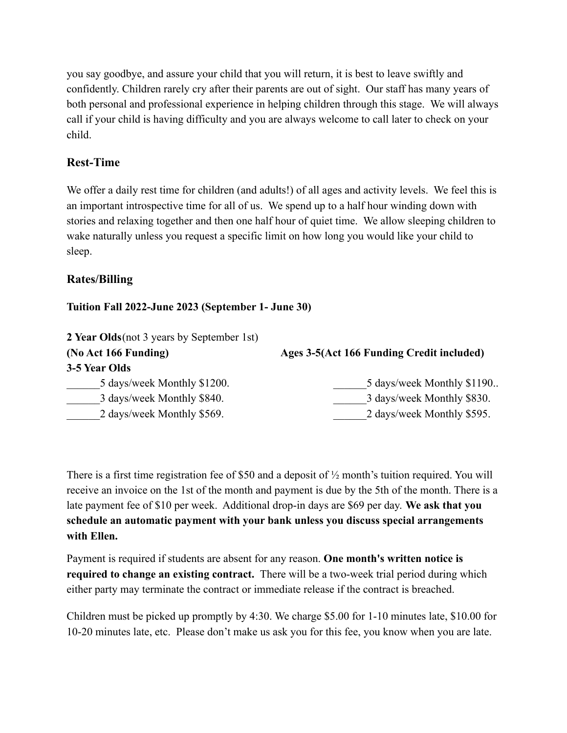you say goodbye, and assure your child that you will return, it is best to leave swiftly and confidently. Children rarely cry after their parents are out of sight. Our staff has many years of both personal and professional experience in helping children through this stage. We will always call if your child is having difficulty and you are always welcome to call later to check on your child.

### Rest-Time

We offer a daily rest time for children (and adults!) of all ages and activity levels. We feel this is an important introspective time for all of us. We spend up to a half hour winding down with stories and relaxing together and then one half hour of quiet time. We allow sleeping children to wake naturally unless you request a specific limit on how long you would like your child to sleep.

### Rates/Billing

**Tuition Fall 2022-June 2023 (September 1- June 30)**

**2 Year Olds**(not 3 years by September 1st)
**(No Act 166 Funding)**
**3-5 Year Olds**

______5 days/week Monthly $1200.
______3 days/week Monthly $840.
______2 days/week Monthly $569.

**Ages 3-5(Act 166 Funding Credit included)**

______5 days/week Monthly $1190..
______3 days/week Monthly $830.
______2 days/week Monthly $595.

There is a first time registration fee of $50 and a deposit of ½ month's tuition required. You will receive an invoice on the 1st of the month and payment is due by the 5th of the month. There is a late payment fee of $10 per week. Additional drop-in days are $69 per day. **We ask that you schedule an automatic payment with your bank unless you discuss special arrangements with Ellen.**

Payment is required if students are absent for any reason. **One month's written notice is required to change an existing contract.** There will be a two-week trial period during which either party may terminate the contract or immediate release if the contract is breached.

Children must be picked up promptly by 4:30. We charge $5.00 for 1-10 minutes late, $10.00 for 10-20 minutes late, etc. Please don't make us ask you for this fee, you know when you are late.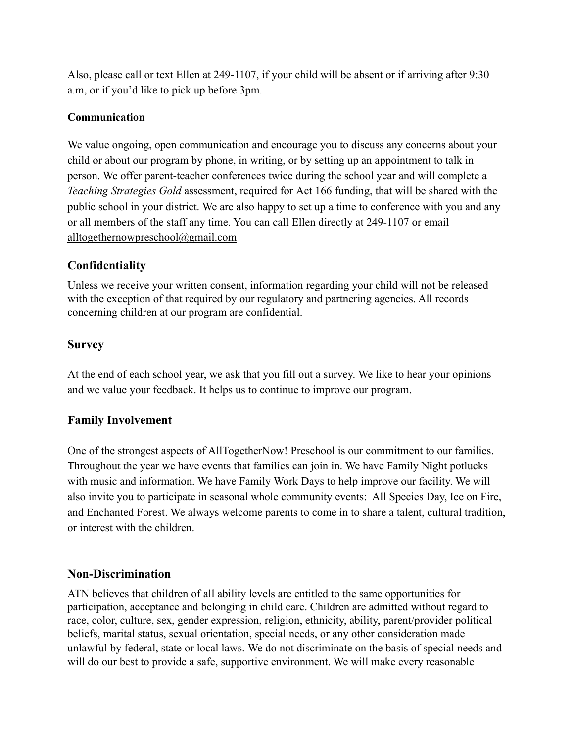Also, please call or text Ellen at 249-1107, if your child will be absent or if arriving after 9:30 a.m, or if you'd like to pick up before 3pm.

**Communication**

We value ongoing, open communication and encourage you to discuss any concerns about your child or about our program by phone, in writing, or by setting up an appointment to talk in person. We offer parent-teacher conferences twice during the school year and will complete a *Teaching Strategies Gold* assessment, required for Act 166 funding, that will be shared with the public school in your district. We are also happy to set up a time to conference with you and any or all members of the staff any time. You can call Ellen directly at 249-1107 or email alltogethernowpreschool@gmail.com

## Confidentiality

Unless we receive your written consent, information regarding your child will not be released with the exception of that required by our regulatory and partnering agencies. All records concerning children at our program are confidential.

## Survey

At the end of each school year, we ask that you fill out a survey. We like to hear your opinions and we value your feedback. It helps us to continue to improve our program.

## Family Involvement

One of the strongest aspects of AllTogetherNow! Preschool is our commitment to our families. Throughout the year we have events that families can join in. We have Family Night potlucks with music and information. We have Family Work Days to help improve our facility. We will also invite you to participate in seasonal whole community events: All Species Day, Ice on Fire, and Enchanted Forest. We always welcome parents to come in to share a talent, cultural tradition, or interest with the children.

## Non-Discrimination

ATN believes that children of all ability levels are entitled to the same opportunities for participation, acceptance and belonging in child care. Children are admitted without regard to race, color, culture, sex, gender expression, religion, ethnicity, ability, parent/provider political beliefs, marital status, sexual orientation, special needs, or any other consideration made unlawful by federal, state or local laws. We do not discriminate on the basis of special needs and will do our best to provide a safe, supportive environment. We will make every reasonable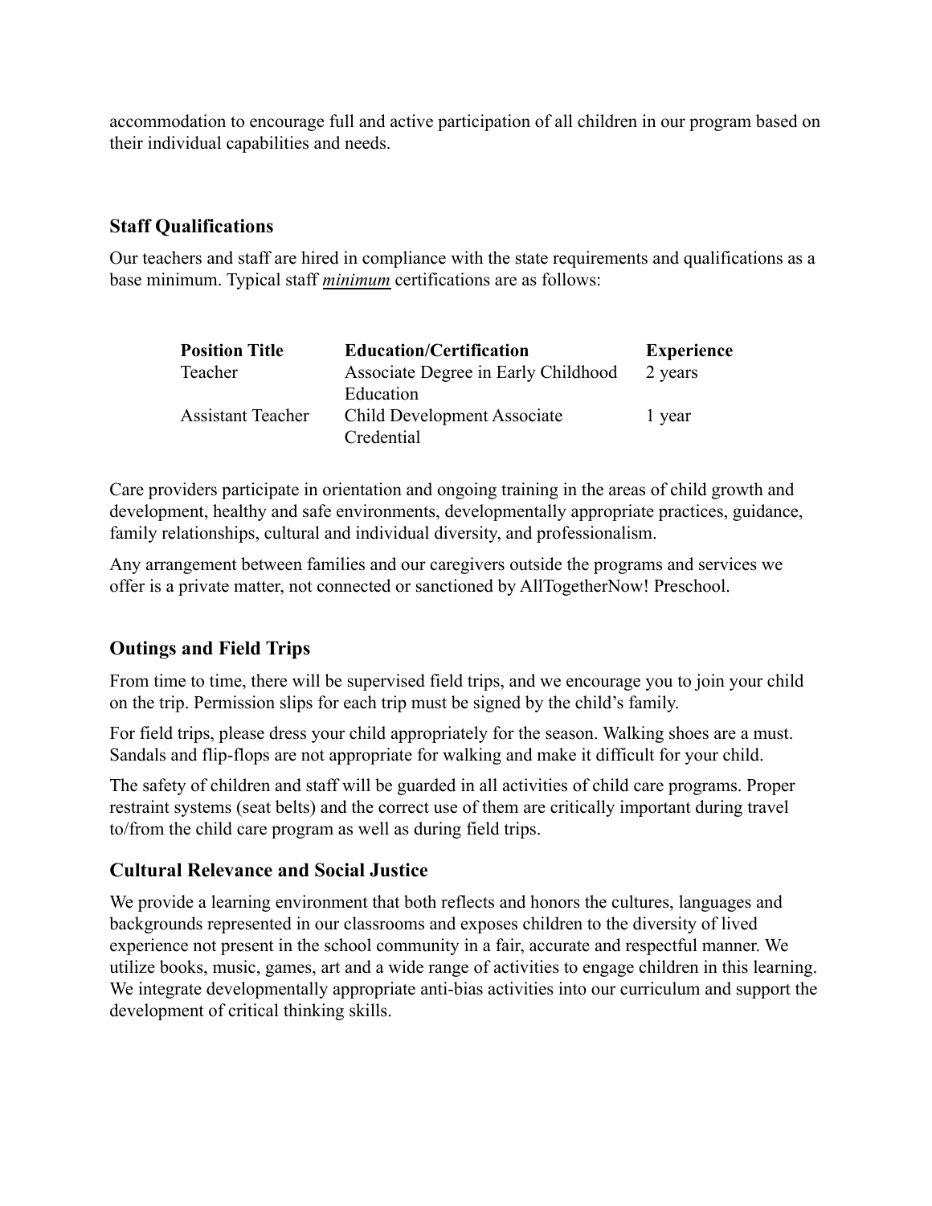accommodation to encourage full and active participation of all children in our program based on their individual capabilities and needs.

## Staff Qualifications

Our teachers and staff are hired in compliance with the state requirements and qualifications as a base minimum. Typical staff ***minimum*** certifications are as follows:

| Position Title | Education/Certification | Experience |
|---|---|---|
| Teacher | Associate Degree in Early Childhood Education | 2 years |
| Assistant Teacher | Child Development Associate Credential | 1 year |

Care providers participate in orientation and ongoing training in the areas of child growth and development, healthy and safe environments, developmentally appropriate practices, guidance, family relationships, cultural and individual diversity, and professionalism.

Any arrangement between families and our caregivers outside the programs and services we offer is a private matter, not connected or sanctioned by AllTogetherNow! Preschool.

## Outings and Field Trips

From time to time, there will be supervised field trips, and we encourage you to join your child on the trip. Permission slips for each trip must be signed by the child's family.

For field trips, please dress your child appropriately for the season. Walking shoes are a must. Sandals and flip-flops are not appropriate for walking and make it difficult for your child.

The safety of children and staff will be guarded in all activities of child care programs. Proper restraint systems (seat belts) and the correct use of them are critically important during travel to/from the child care program as well as during field trips.

## Cultural Relevance and Social Justice

We provide a learning environment that both reflects and honors the cultures, languages and backgrounds represented in our classrooms and exposes children to the diversity of lived experience not present in the school community in a fair, accurate and respectful manner. We utilize books, music, games, art and a wide range of activities to engage children in this learning. We integrate developmentally appropriate anti-bias activities into our curriculum and support the development of critical thinking skills.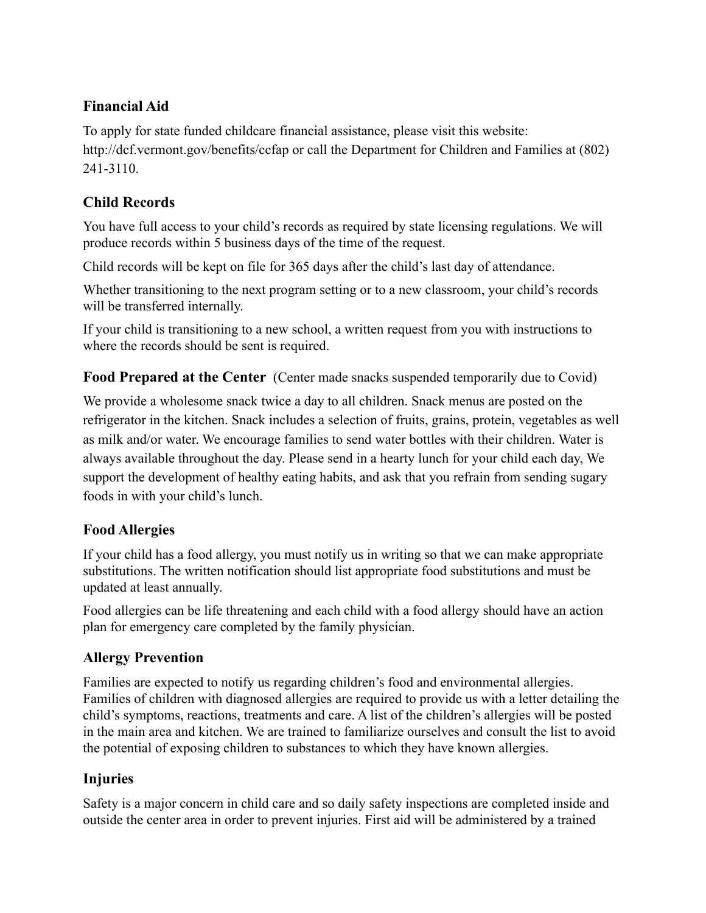## Financial Aid

To apply for state funded childcare financial assistance, please visit this website: http://dcf.vermont.gov/benefits/ccfap or call the Department for Children and Families at (802) 241-3110.

## Child Records

You have full access to your child's records as required by state licensing regulations. We will produce records within 5 business days of the time of the request.

Child records will be kept on file for 365 days after the child's last day of attendance.

Whether transitioning to the next program setting or to a new classroom, your child's records will be transferred internally.

If your child is transitioning to a new school, a written request from you with instructions to where the records should be sent is required.

## Food Prepared at the Center (Center made snacks suspended temporarily due to Covid)

We provide a wholesome snack twice a day to all children. Snack menus are posted on the refrigerator in the kitchen. Snack includes a selection of fruits, grains, protein, vegetables as well as milk and/or water. We encourage families to send water bottles with their children. Water is always available throughout the day. Please send in a hearty lunch for your child each day, We support the development of healthy eating habits, and ask that you refrain from sending sugary foods in with your child's lunch.

## Food Allergies

If your child has a food allergy, you must notify us in writing so that we can make appropriate substitutions. The written notification should list appropriate food substitutions and must be updated at least annually.

Food allergies can be life threatening and each child with a food allergy should have an action plan for emergency care completed by the family physician.

## Allergy Prevention

Families are expected to notify us regarding children's food and environmental allergies. Families of children with diagnosed allergies are required to provide us with a letter detailing the child's symptoms, reactions, treatments and care. A list of the children's allergies will be posted in the main area and kitchen. We are trained to familiarize ourselves and consult the list to avoid the potential of exposing children to substances to which they have known allergies.

## Injuries

Safety is a major concern in child care and so daily safety inspections are completed inside and outside the center area in order to prevent injuries. First aid will be administered by a trained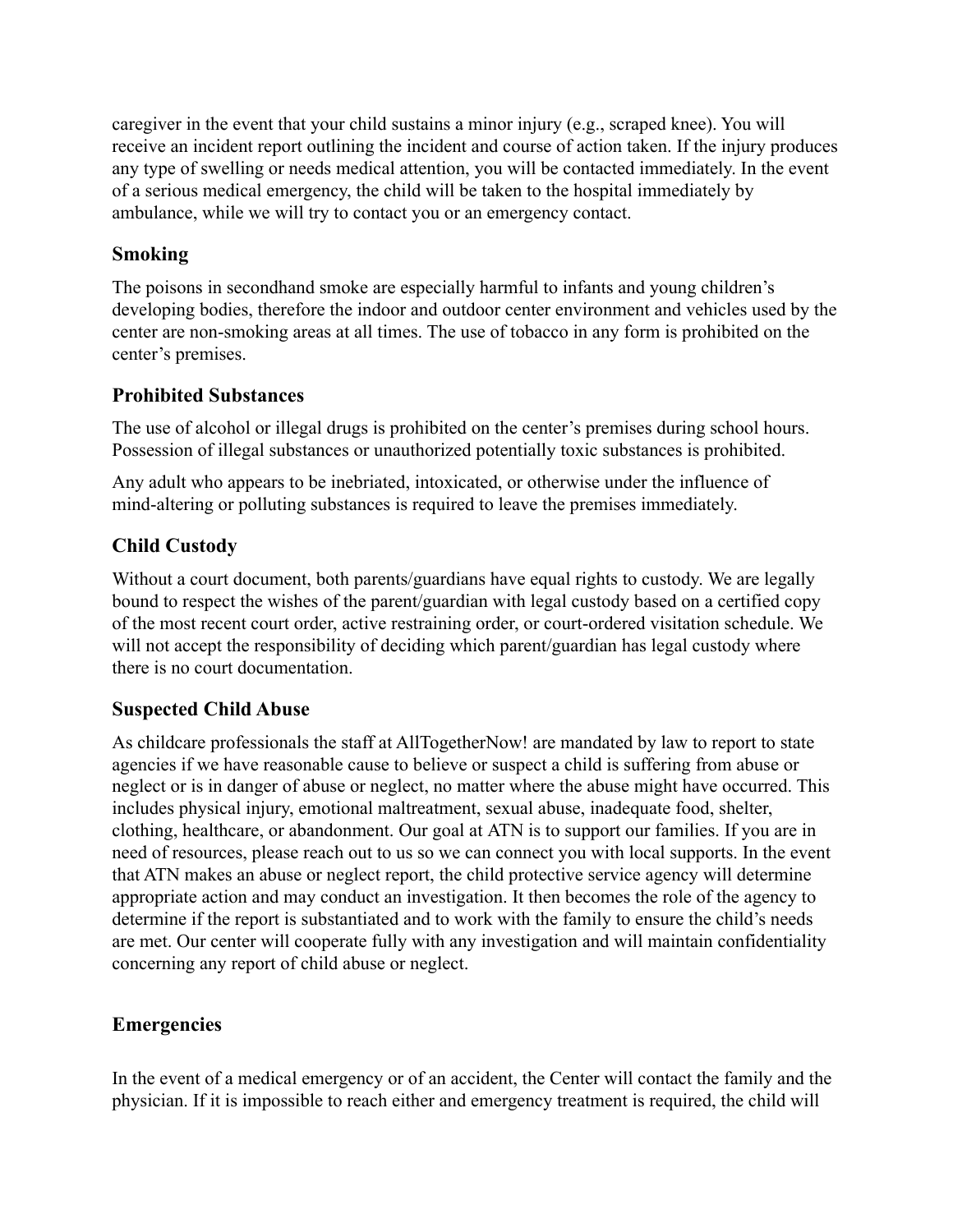caregiver in the event that your child sustains a minor injury (e.g., scraped knee). You will receive an incident report outlining the incident and course of action taken. If the injury produces any type of swelling or needs medical attention, you will be contacted immediately. In the event of a serious medical emergency, the child will be taken to the hospital immediately by ambulance, while we will try to contact you or an emergency contact.

### Smoking

The poisons in secondhand smoke are especially harmful to infants and young children's developing bodies, therefore the indoor and outdoor center environment and vehicles used by the center are non-smoking areas at all times. The use of tobacco in any form is prohibited on the center's premises.

### Prohibited Substances

The use of alcohol or illegal drugs is prohibited on the center's premises during school hours. Possession of illegal substances or unauthorized potentially toxic substances is prohibited.

Any adult who appears to be inebriated, intoxicated, or otherwise under the influence of mind-altering or polluting substances is required to leave the premises immediately.

### Child Custody

Without a court document, both parents/guardians have equal rights to custody. We are legally bound to respect the wishes of the parent/guardian with legal custody based on a certified copy of the most recent court order, active restraining order, or court-ordered visitation schedule. We will not accept the responsibility of deciding which parent/guardian has legal custody where there is no court documentation.

### Suspected Child Abuse

As childcare professionals the staff at AllTogetherNow! are mandated by law to report to state agencies if we have reasonable cause to believe or suspect a child is suffering from abuse or neglect or is in danger of abuse or neglect, no matter where the abuse might have occurred. This includes physical injury, emotional maltreatment, sexual abuse, inadequate food, shelter, clothing, healthcare, or abandonment. Our goal at ATN is to support our families. If you are in need of resources, please reach out to us so we can connect you with local supports. In the event that ATN makes an abuse or neglect report, the child protective service agency will determine appropriate action and may conduct an investigation. It then becomes the role of the agency to determine if the report is substantiated and to work with the family to ensure the child's needs are met. Our center will cooperate fully with any investigation and will maintain confidentiality concerning any report of child abuse or neglect.

### Emergencies

In the event of a medical emergency or of an accident, the Center will contact the family and the physician. If it is impossible to reach either and emergency treatment is required, the child will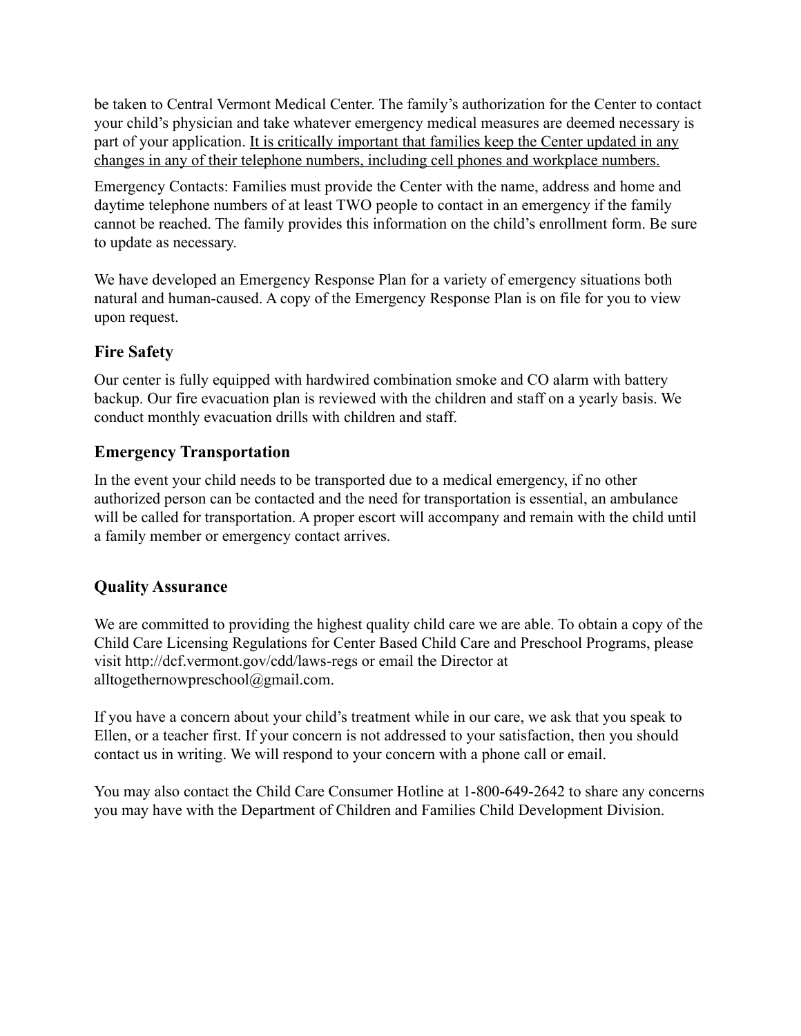be taken to Central Vermont Medical Center. The family's authorization for the Center to contact your child's physician and take whatever emergency medical measures are deemed necessary is part of your application. <u>It is critically important that families keep the Center updated in any changes in any of their telephone numbers, including cell phones and workplace numbers.</u>

Emergency Contacts: Families must provide the Center with the name, address and home and daytime telephone numbers of at least TWO people to contact in an emergency if the family cannot be reached. The family provides this information on the child's enrollment form. Be sure to update as necessary.

We have developed an Emergency Response Plan for a variety of emergency situations both natural and human-caused. A copy of the Emergency Response Plan is on file for you to view upon request.

### Fire Safety

Our center is fully equipped with hardwired combination smoke and CO alarm with battery backup. Our fire evacuation plan is reviewed with the children and staff on a yearly basis. We conduct monthly evacuation drills with children and staff.

### Emergency Transportation

In the event your child needs to be transported due to a medical emergency, if no other authorized person can be contacted and the need for transportation is essential, an ambulance will be called for transportation. A proper escort will accompany and remain with the child until a family member or emergency contact arrives.

### Quality Assurance

We are committed to providing the highest quality child care we are able. To obtain a copy of the Child Care Licensing Regulations for Center Based Child Care and Preschool Programs, please visit http://dcf.vermont.gov/cdd/laws-regs or email the Director at alltogethernowpreschool@gmail.com.

If you have a concern about your child's treatment while in our care, we ask that you speak to Ellen, or a teacher first. If your concern is not addressed to your satisfaction, then you should contact us in writing. We will respond to your concern with a phone call or email.

You may also contact the Child Care Consumer Hotline at 1-800-649-2642 to share any concerns you may have with the Department of Children and Families Child Development Division.